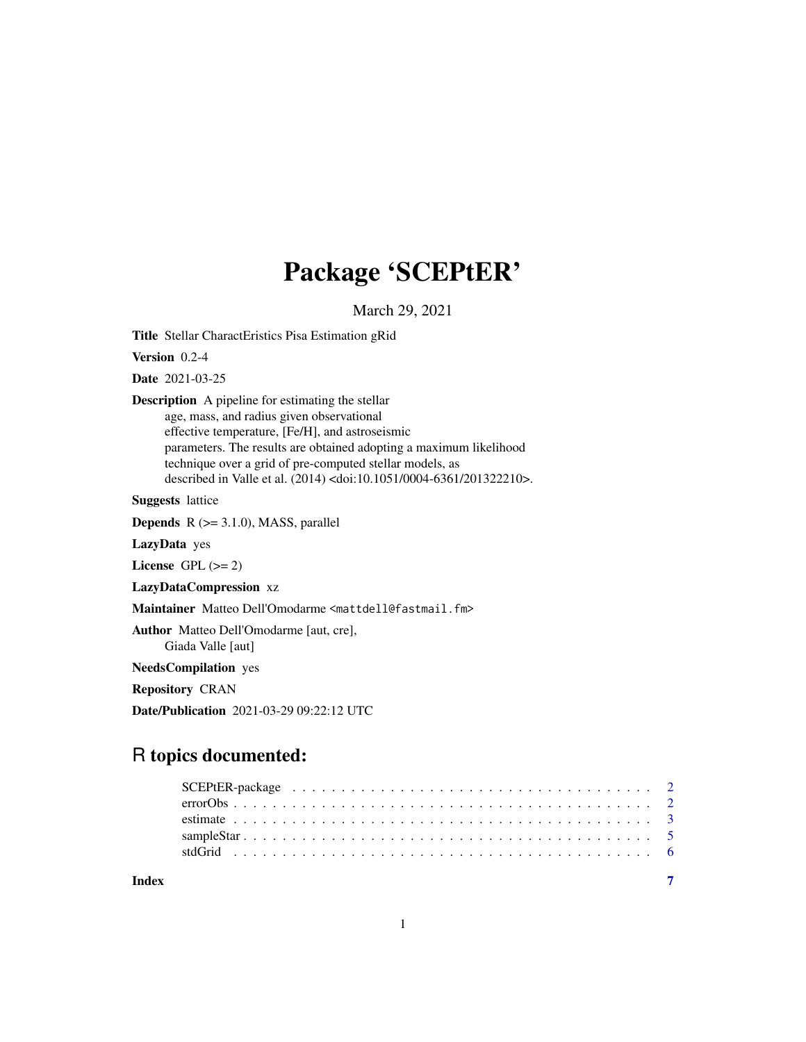# Package 'SCEPtER'

March 29, 2021

**Title** Stellar CharactEristics Pisa Estimation gRid

**Version** 0.2-4

**Date** 2021-03-25

**Description** A pipeline for estimating the stellar age, mass, and radius given observational effective temperature, [Fe/H], and astroseismic parameters. The results are obtained adopting a maximum likelihood technique over a grid of pre-computed stellar models, as described in Valle et al. (2014) <doi:10.1051/0004-6361/201322210>.

**Suggests** lattice

**Depends** R (>= 3.1.0), MASS, parallel

**LazyData** yes

**License** GPL (>= 2)

**LazyDataCompression** xz

**Maintainer** Matteo Dell'Omodarme <mattdell@fastmail.fm>

**Author** Matteo Dell'Omodarme [aut, cre], Giada Valle [aut]

**NeedsCompilation** yes

**Repository** CRAN

**Date/Publication** 2021-03-29 09:22:12 UTC

## R topics documented:

| | |
|---|---|
| SCEPtER-package | 2 |
| errorObs | 2 |
| estimate | 3 |
| sampleStar | 5 |
| stdGrid | 6 |
| **Index** | **7** |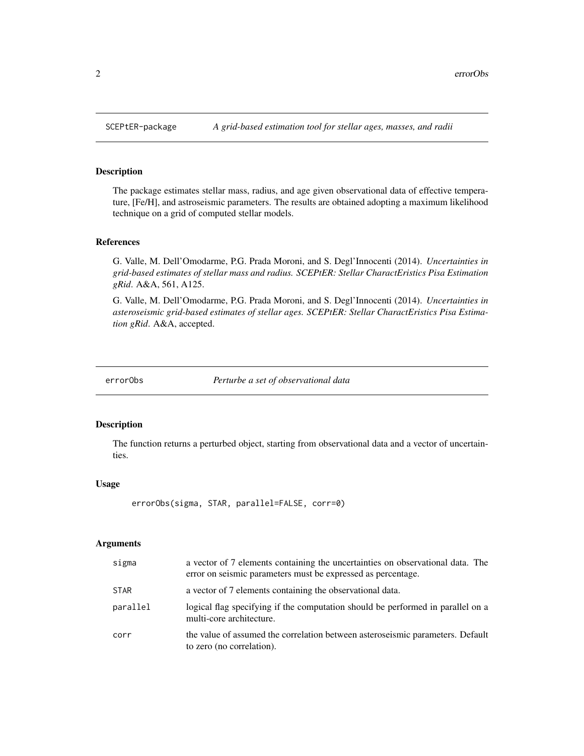## SCEPtER-package — *A grid-based estimation tool for stellar ages, masses, and radii*

### Description

The package estimates stellar mass, radius, and age given observational data of effective temperature, [Fe/H], and astroseismic parameters. The results are obtained adopting a maximum likelihood technique on a grid of computed stellar models.

### References

G. Valle, M. Dell'Omodarme, P.G. Prada Moroni, and S. Degl'Innocenti (2014). *Uncertainties in grid-based estimates of stellar mass and radius. SCEPtER: Stellar CharactEristics Pisa Estimation gRid*. A&A, 561, A125.

G. Valle, M. Dell'Omodarme, P.G. Prada Moroni, and S. Degl'Innocenti (2014). *Uncertainties in asteroseismic grid-based estimates of stellar ages. SCEPtER: Stellar CharactEristics Pisa Estimation gRid*. A&A, accepted.

## errorObs — *Perturbe a set of observational data*

### Description

The function returns a perturbed object, starting from observational data and a vector of uncertainties.

### Usage

```
errorObs(sigma, STAR, parallel=FALSE, corr=0)
```

### Arguments

| | |
|---|---|
| sigma | a vector of 7 elements containing the uncertainties on observational data. The error on seismic parameters must be expressed as percentage. |
| STAR | a vector of 7 elements containing the observational data. |
| parallel | logical flag specifying if the computation should be performed in parallel on a multi-core architecture. |
| corr | the value of assumed the correlation between asteroseismic parameters. Default to zero (no correlation). |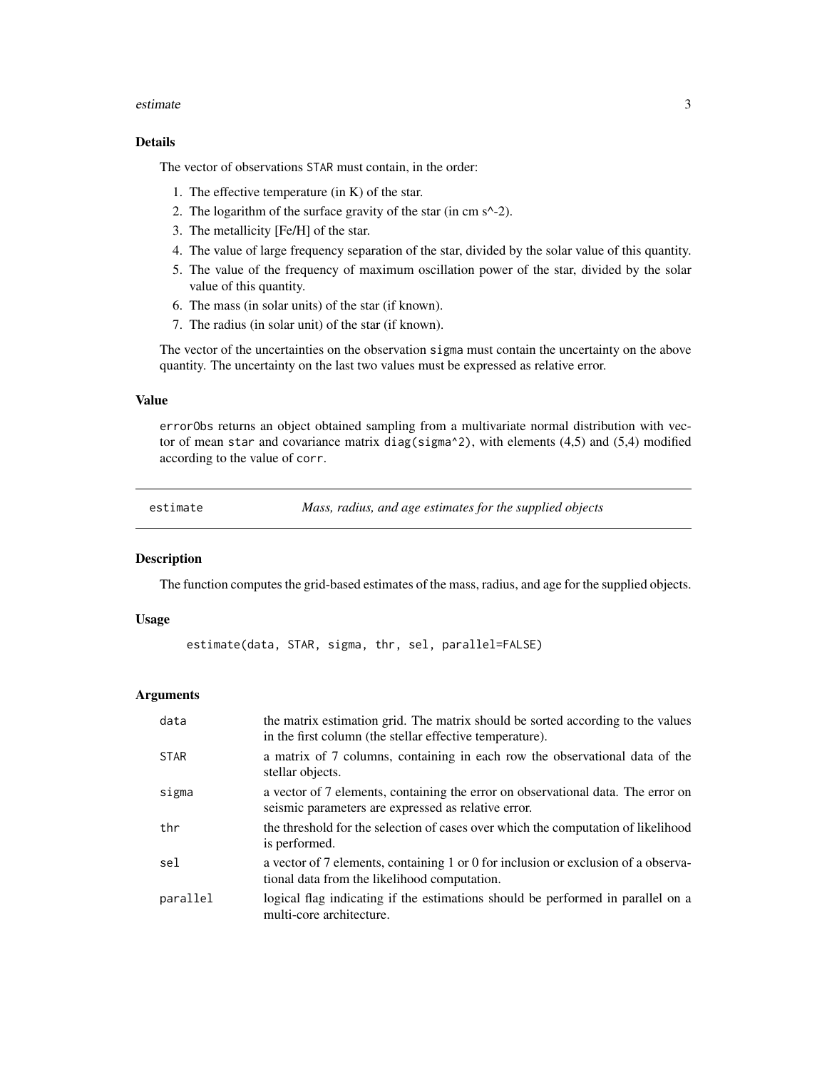### Details

The vector of observations `STAR` must contain, in the order:

1. The effective temperature (in K) of the star.
2. The logarithm of the surface gravity of the star (in cm s^-2).
3. The metallicity [Fe/H] of the star.
4. The value of large frequency separation of the star, divided by the solar value of this quantity.
5. The value of the frequency of maximum oscillation power of the star, divided by the solar value of this quantity.
6. The mass (in solar units) of the star (if known).
7. The radius (in solar unit) of the star (if known).

The vector of the uncertainties on the observation `sigma` must contain the uncertainty on the above quantity. The uncertainty on the last two values must be expressed as relative error.

### Value

`errorObs` returns an object obtained sampling from a multivariate normal distribution with vector of mean `star` and covariance matrix `diag(sigma^2)`, with elements (4,5) and (5,4) modified according to the value of `corr`.

---

## estimate — *Mass, radius, and age estimates for the supplied objects*

### Description

The function computes the grid-based estimates of the mass, radius, and age for the supplied objects.

### Usage

```
estimate(data, STAR, sigma, thr, sel, parallel=FALSE)
```

### Arguments

| | |
|---|---|
| `data` | the matrix estimation grid. The matrix should be sorted according to the values in the first column (the stellar effective temperature). |
| `STAR` | a matrix of 7 columns, containing in each row the observational data of the stellar objects. |
| `sigma` | a vector of 7 elements, containing the error on observational data. The error on seismic parameters are expressed as relative error. |
| `thr` | the threshold for the selection of cases over which the computation of likelihood is performed. |
| `sel` | a vector of 7 elements, containing 1 or 0 for inclusion or exclusion of a observational data from the likelihood computation. |
| `parallel` | logical flag indicating if the estimations should be performed in parallel on a multi-core architecture. |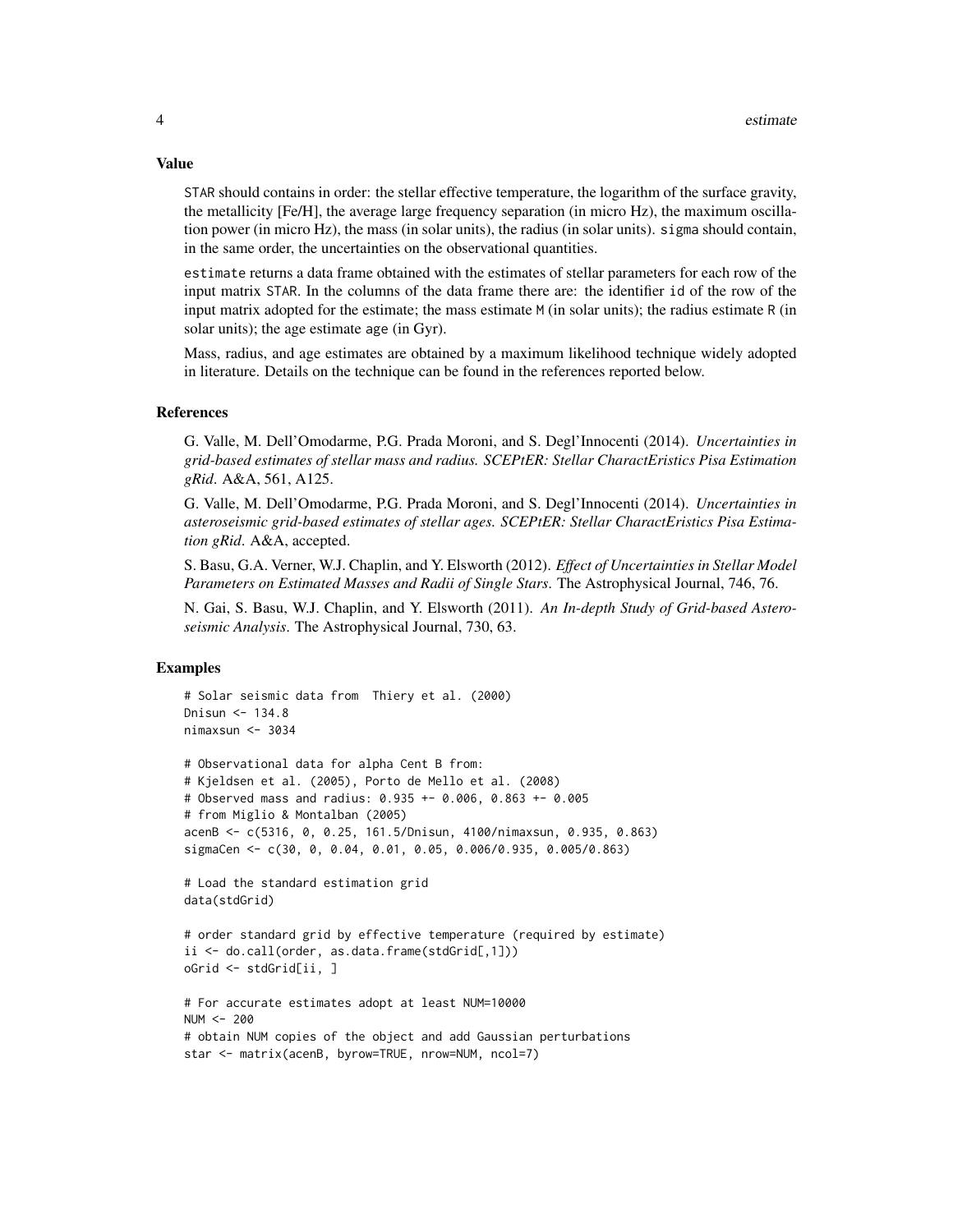## Value

STAR should contains in order: the stellar effective temperature, the logarithm of the surface gravity, the metallicity [Fe/H], the average large frequency separation (in micro Hz), the maximum oscillation power (in micro Hz), the mass (in solar units), the radius (in solar units). sigma should contain, in the same order, the uncertainties on the observational quantities.

estimate returns a data frame obtained with the estimates of stellar parameters for each row of the input matrix STAR. In the columns of the data frame there are: the identifier id of the row of the input matrix adopted for the estimate; the mass estimate M (in solar units); the radius estimate R (in solar units); the age estimate age (in Gyr).

Mass, radius, and age estimates are obtained by a maximum likelihood technique widely adopted in literature. Details on the technique can be found in the references reported below.

## References

G. Valle, M. Dell'Omodarme, P.G. Prada Moroni, and S. Degl'Innocenti (2014). *Uncertainties in grid-based estimates of stellar mass and radius. SCEPtER: Stellar CharactEristics Pisa Estimation gRid*. A&A, 561, A125.

G. Valle, M. Dell'Omodarme, P.G. Prada Moroni, and S. Degl'Innocenti (2014). *Uncertainties in asteroseismic grid-based estimates of stellar ages. SCEPtER: Stellar CharactEristics Pisa Estimation gRid*. A&A, accepted.

S. Basu, G.A. Verner, W.J. Chaplin, and Y. Elsworth (2012). *Effect of Uncertainties in Stellar Model Parameters on Estimated Masses and Radii of Single Stars*. The Astrophysical Journal, 746, 76.

N. Gai, S. Basu, W.J. Chaplin, and Y. Elsworth (2011). *An In-depth Study of Grid-based Asteroseismic Analysis*. The Astrophysical Journal, 730, 63.

## Examples

```
# Solar seismic data from  Thiery et al. (2000)
Dnisun <- 134.8
nimaxsun <- 3034

# Observational data for alpha Cent B from:
# Kjeldsen et al. (2005), Porto de Mello et al. (2008)
# Observed mass and radius: 0.935 +- 0.006, 0.863 +- 0.005
# from Miglio & Montalban (2005)
acenB <- c(5316, 0, 0.25, 161.5/Dnisun, 4100/nimaxsun, 0.935, 0.863)
sigmaCen <- c(30, 0, 0.04, 0.01, 0.05, 0.006/0.935, 0.005/0.863)

# Load the standard estimation grid
data(stdGrid)

# order standard grid by effective temperature (required by estimate)
ii <- do.call(order, as.data.frame(stdGrid[,1]))
oGrid <- stdGrid[ii, ]

# For accurate estimates adopt at least NUM=10000
NUM <- 200
# obtain NUM copies of the object and add Gaussian perturbations
star <- matrix(acenB, byrow=TRUE, nrow=NUM, ncol=7)
```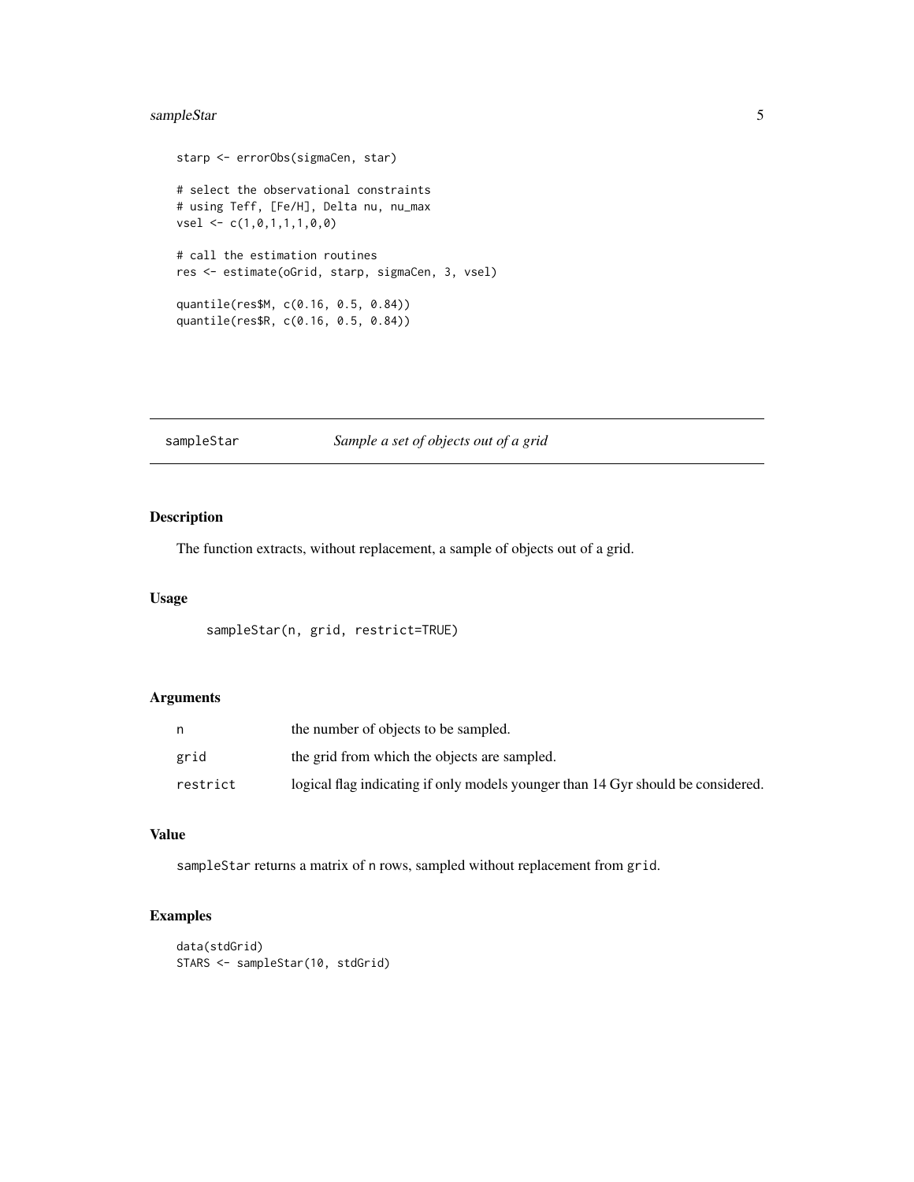```
starp <- errorObs(sigmaCen, star)

# select the observational constraints
# using Teff, [Fe/H], Delta nu, nu_max
vsel <- c(1,0,1,1,1,0,0)

# call the estimation routines
res <- estimate(oGrid, starp, sigmaCen, 3, vsel)

quantile(res$M, c(0.16, 0.5, 0.84))
quantile(res$R, c(0.16, 0.5, 0.84))
```

---

## sampleStar — *Sample a set of objects out of a grid*

---

### Description

The function extracts, without replacement, a sample of objects out of a grid.

### Usage

```
sampleStar(n, grid, restrict=TRUE)
```

### Arguments

| | |
|---|---|
| `n` | the number of objects to be sampled. |
| `grid` | the grid from which the objects are sampled. |
| `restrict` | logical flag indicating if only models younger than 14 Gyr should be considered. |

### Value

`sampleStar` returns a matrix of `n` rows, sampled without replacement from `grid`.

### Examples

```
data(stdGrid)
STARS <- sampleStar(10, stdGrid)
```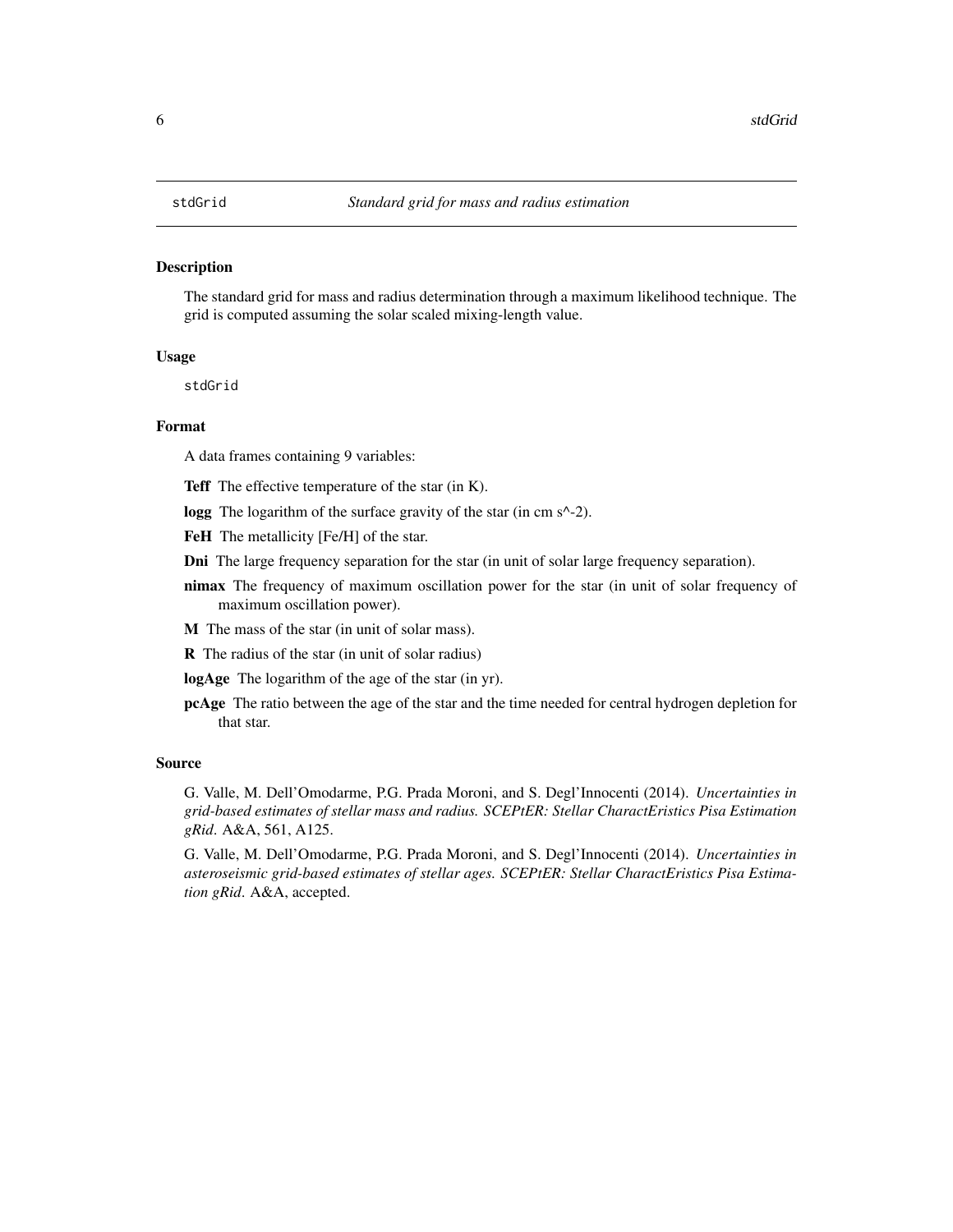# stdGrid — *Standard grid for mass and radius estimation*

## Description

The standard grid for mass and radius determination through a maximum likelihood technique. The grid is computed assuming the solar scaled mixing-length value.

## Usage

```
stdGrid
```

## Format

A data frames containing 9 variables:

**Teff** The effective temperature of the star (in K).

**logg** The logarithm of the surface gravity of the star (in cm s^-2).

**FeH** The metallicity [Fe/H] of the star.

**Dni** The large frequency separation for the star (in unit of solar large frequency separation).

**nimax** The frequency of maximum oscillation power for the star (in unit of solar frequency of maximum oscillation power).

**M** The mass of the star (in unit of solar mass).

**R** The radius of the star (in unit of solar radius)

**logAge** The logarithm of the age of the star (in yr).

**pcAge** The ratio between the age of the star and the time needed for central hydrogen depletion for that star.

## Source

G. Valle, M. Dell'Omodarme, P.G. Prada Moroni, and S. Degl'Innocenti (2014). *Uncertainties in grid-based estimates of stellar mass and radius. SCEPtER: Stellar CharactEristics Pisa Estimation gRid*. A&A, 561, A125.

G. Valle, M. Dell'Omodarme, P.G. Prada Moroni, and S. Degl'Innocenti (2014). *Uncertainties in asteroseismic grid-based estimates of stellar ages. SCEPtER: Stellar CharactEristics Pisa Estimation gRid*. A&A, accepted.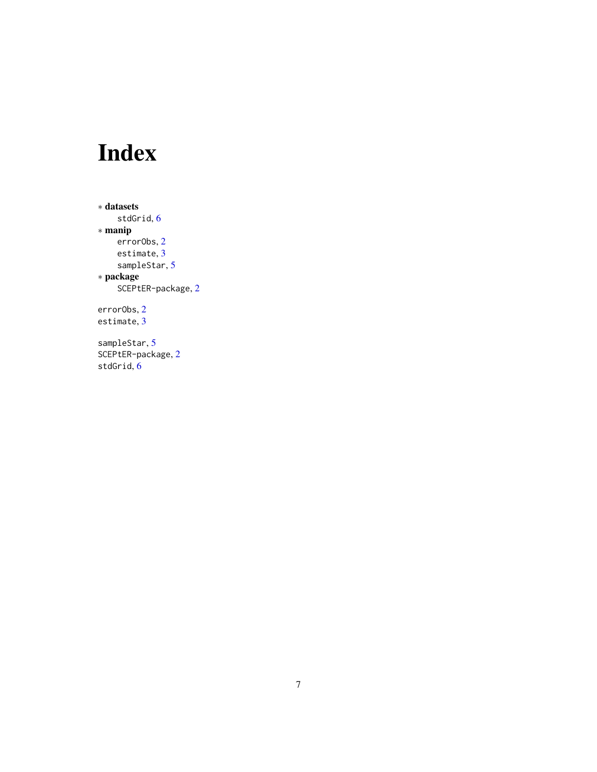# Index

∗ **datasets**
    stdGrid, 6
∗ **manip**
    errorObs, 2
    estimate, 3
    sampleStar, 5
∗ **package**
    SCEPtER-package, 2

errorObs, 2
estimate, 3

sampleStar, 5
SCEPtER-package, 2
stdGrid, 6